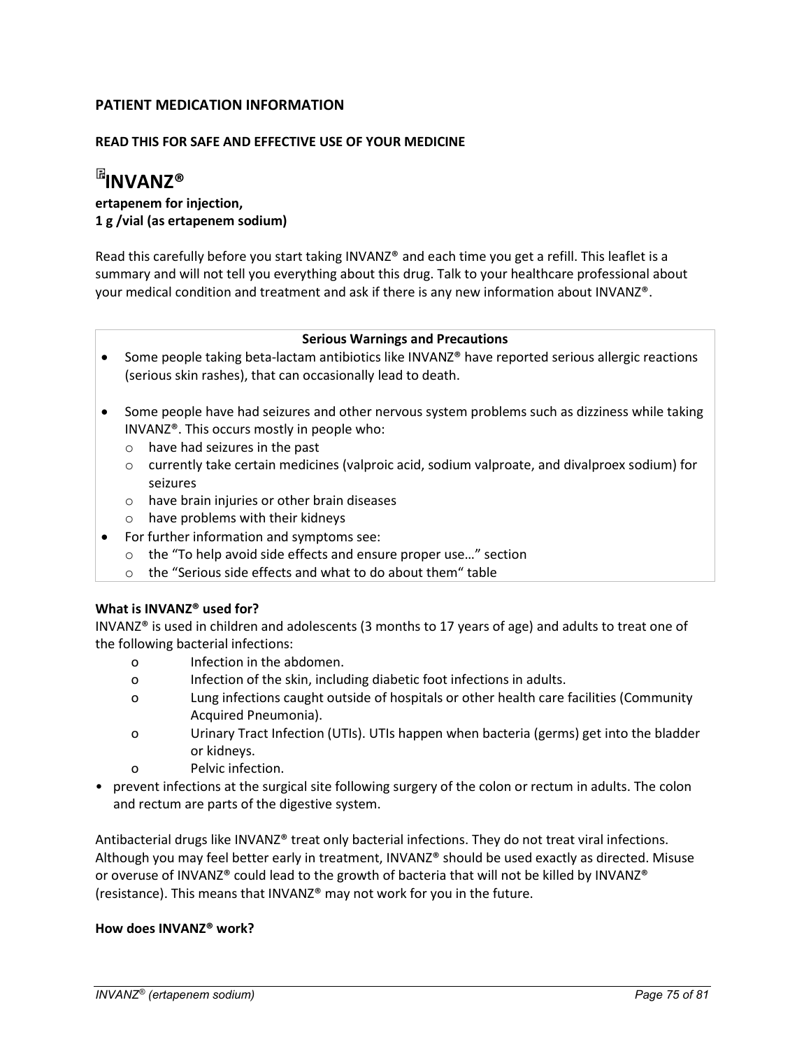## PATIENT MEDICATION INFORMATION

**READ THIS FOR SAFE AND EFFECTIVE USE OF YOUR MEDICINE**

# ℞INVANZ®

**ertapenem for injection,**
**1 g /vial (as ertapenem sodium)**

Read this carefully before you start taking INVANZ® and each time you get a refill. This leaflet is a summary and will not tell you everything about this drug. Talk to your healthcare professional about your medical condition and treatment and ask if there is any new information about INVANZ®.

| **Serious Warnings and Precautions** |
|---|
| • Some people taking beta-lactam antibiotics like INVANZ® have reported serious allergic reactions (serious skin rashes), that can occasionally lead to death.<br><br>• Some people have had seizures and other nervous system problems such as dizziness while taking INVANZ®. This occurs mostly in people who:<br>  o have had seizures in the past<br>  o currently take certain medicines (valproic acid, sodium valproate, and divalproex sodium) for seizures<br>  o have brain injuries or other brain diseases<br>  o have problems with their kidneys<br>• For further information and symptoms see:<br>  o the "To help avoid side effects and ensure proper use…" section<br>  o the "Serious side effects and what to do about them" table |

**What is INVANZ® used for?**

INVANZ® is used in children and adolescents (3 months to 17 years of age) and adults to treat one of the following bacterial infections:

- Infection in the abdomen.
- Infection of the skin, including diabetic foot infections in adults.
- Lung infections caught outside of hospitals or other health care facilities (Community Acquired Pneumonia).
- Urinary Tract Infection (UTIs). UTIs happen when bacteria (germs) get into the bladder or kidneys.
- Pelvic infection.

- prevent infections at the surgical site following surgery of the colon or rectum in adults. The colon and rectum are parts of the digestive system.

Antibacterial drugs like INVANZ® treat only bacterial infections. They do not treat viral infections. Although you may feel better early in treatment, INVANZ® should be used exactly as directed. Misuse or overuse of INVANZ® could lead to the growth of bacteria that will not be killed by INVANZ® (resistance). This means that INVANZ® may not work for you in the future.

**How does INVANZ® work?**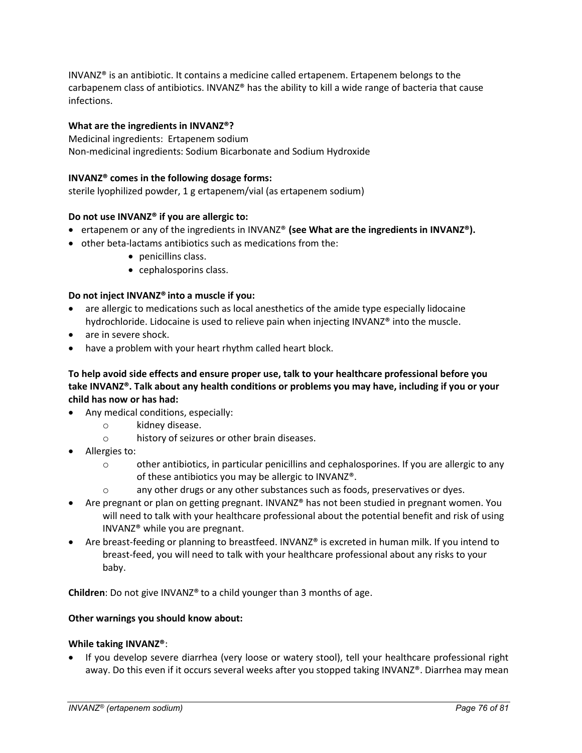INVANZ® is an antibiotic. It contains a medicine called ertapenem. Ertapenem belongs to the carbapenem class of antibiotics. INVANZ® has the ability to kill a wide range of bacteria that cause infections.

**What are the ingredients in INVANZ®?**

Medicinal ingredients: Ertapenem sodium
Non-medicinal ingredients: Sodium Bicarbonate and Sodium Hydroxide

**INVANZ® comes in the following dosage forms:**

sterile lyophilized powder, 1 g ertapenem/vial (as ertapenem sodium)

**Do not use INVANZ® if you are allergic to:**

- ertapenem or any of the ingredients in INVANZ® **(see What are the ingredients in INVANZ®).**
- other beta-lactams antibiotics such as medications from the:
    - penicillins class.
    - cephalosporins class.

**Do not inject INVANZ® into a muscle if you:**

- are allergic to medications such as local anesthetics of the amide type especially lidocaine hydrochloride. Lidocaine is used to relieve pain when injecting INVANZ® into the muscle.
- are in severe shock.
- have a problem with your heart rhythm called heart block.

**To help avoid side effects and ensure proper use, talk to your healthcare professional before you take INVANZ®. Talk about any health conditions or problems you may have, including if you or your child has now or has had:**

- Any medical conditions, especially:
    - kidney disease.
    - history of seizures or other brain diseases.
- Allergies to:
    - other antibiotics, in particular penicillins and cephalosporines. If you are allergic to any of these antibiotics you may be allergic to INVANZ®.
    - any other drugs or any other substances such as foods, preservatives or dyes.
- Are pregnant or plan on getting pregnant. INVANZ® has not been studied in pregnant women. You will need to talk with your healthcare professional about the potential benefit and risk of using INVANZ® while you are pregnant.
- Are breast-feeding or planning to breastfeed. INVANZ® is excreted in human milk. If you intend to breast-feed, you will need to talk with your healthcare professional about any risks to your baby.

**Children**: Do not give INVANZ® to a child younger than 3 months of age.

**Other warnings you should know about:**

**While taking INVANZ®**:

- If you develop severe diarrhea (very loose or watery stool), tell your healthcare professional right away. Do this even if it occurs several weeks after you stopped taking INVANZ®. Diarrhea may mean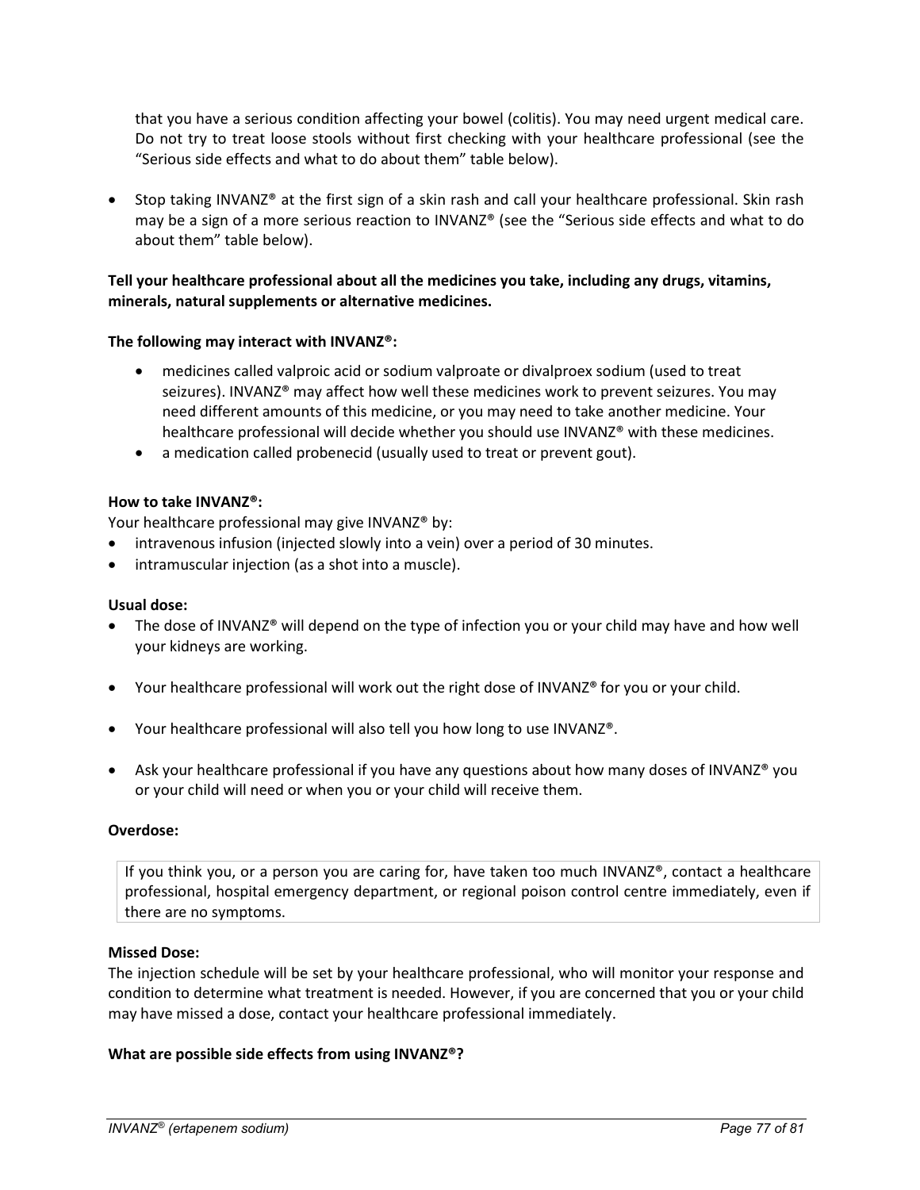that you have a serious condition affecting your bowel (colitis). You may need urgent medical care. Do not try to treat loose stools without first checking with your healthcare professional (see the "Serious side effects and what to do about them" table below).

- Stop taking INVANZ® at the first sign of a skin rash and call your healthcare professional. Skin rash may be a sign of a more serious reaction to INVANZ® (see the "Serious side effects and what to do about them" table below).

**Tell your healthcare professional about all the medicines you take, including any drugs, vitamins, minerals, natural supplements or alternative medicines.**

**The following may interact with INVANZ®:**

- medicines called valproic acid or sodium valproate or divalproex sodium (used to treat seizures). INVANZ® may affect how well these medicines work to prevent seizures. You may need different amounts of this medicine, or you may need to take another medicine. Your healthcare professional will decide whether you should use INVANZ® with these medicines.
- a medication called probenecid (usually used to treat or prevent gout).

**How to take INVANZ®:**

Your healthcare professional may give INVANZ® by:

- intravenous infusion (injected slowly into a vein) over a period of 30 minutes.
- intramuscular injection (as a shot into a muscle).

**Usual dose:**

- The dose of INVANZ® will depend on the type of infection you or your child may have and how well your kidneys are working.
- Your healthcare professional will work out the right dose of INVANZ® for you or your child.
- Your healthcare professional will also tell you how long to use INVANZ®.
- Ask your healthcare professional if you have any questions about how many doses of INVANZ® you or your child will need or when you or your child will receive them.

**Overdose:**

| If you think you, or a person you are caring for, have taken too much INVANZ®, contact a healthcare professional, hospital emergency department, or regional poison control centre immediately, even if there are no symptoms. |
|---|

**Missed Dose:**

The injection schedule will be set by your healthcare professional, who will monitor your response and condition to determine what treatment is needed. However, if you are concerned that you or your child may have missed a dose, contact your healthcare professional immediately.

**What are possible side effects from using INVANZ®?**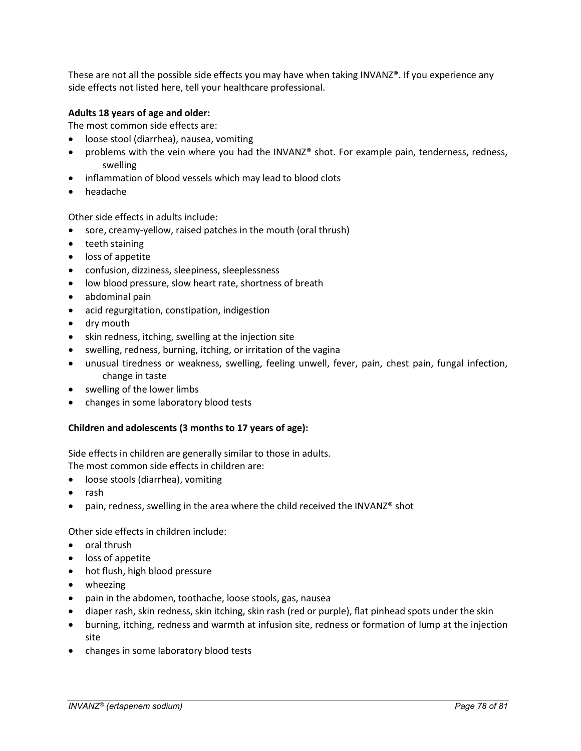These are not all the possible side effects you may have when taking INVANZ®. If you experience any side effects not listed here, tell your healthcare professional.

**Adults 18 years of age and older:**

The most common side effects are:

- loose stool (diarrhea), nausea, vomiting
- problems with the vein where you had the INVANZ® shot. For example pain, tenderness, redness, swelling
- inflammation of blood vessels which may lead to blood clots
- headache

Other side effects in adults include:

- sore, creamy-yellow, raised patches in the mouth (oral thrush)
- teeth staining
- loss of appetite
- confusion, dizziness, sleepiness, sleeplessness
- low blood pressure, slow heart rate, shortness of breath
- abdominal pain
- acid regurgitation, constipation, indigestion
- dry mouth
- skin redness, itching, swelling at the injection site
- swelling, redness, burning, itching, or irritation of the vagina
- unusual tiredness or weakness, swelling, feeling unwell, fever, pain, chest pain, fungal infection, change in taste
- swelling of the lower limbs
- changes in some laboratory blood tests

**Children and adolescents (3 months to 17 years of age):**

Side effects in children are generally similar to those in adults.

The most common side effects in children are:

- loose stools (diarrhea), vomiting
- rash
- pain, redness, swelling in the area where the child received the INVANZ® shot

Other side effects in children include:

- oral thrush
- loss of appetite
- hot flush, high blood pressure
- wheezing
- pain in the abdomen, toothache, loose stools, gas, nausea
- diaper rash, skin redness, skin itching, skin rash (red or purple), flat pinhead spots under the skin
- burning, itching, redness and warmth at infusion site, redness or formation of lump at the injection site
- changes in some laboratory blood tests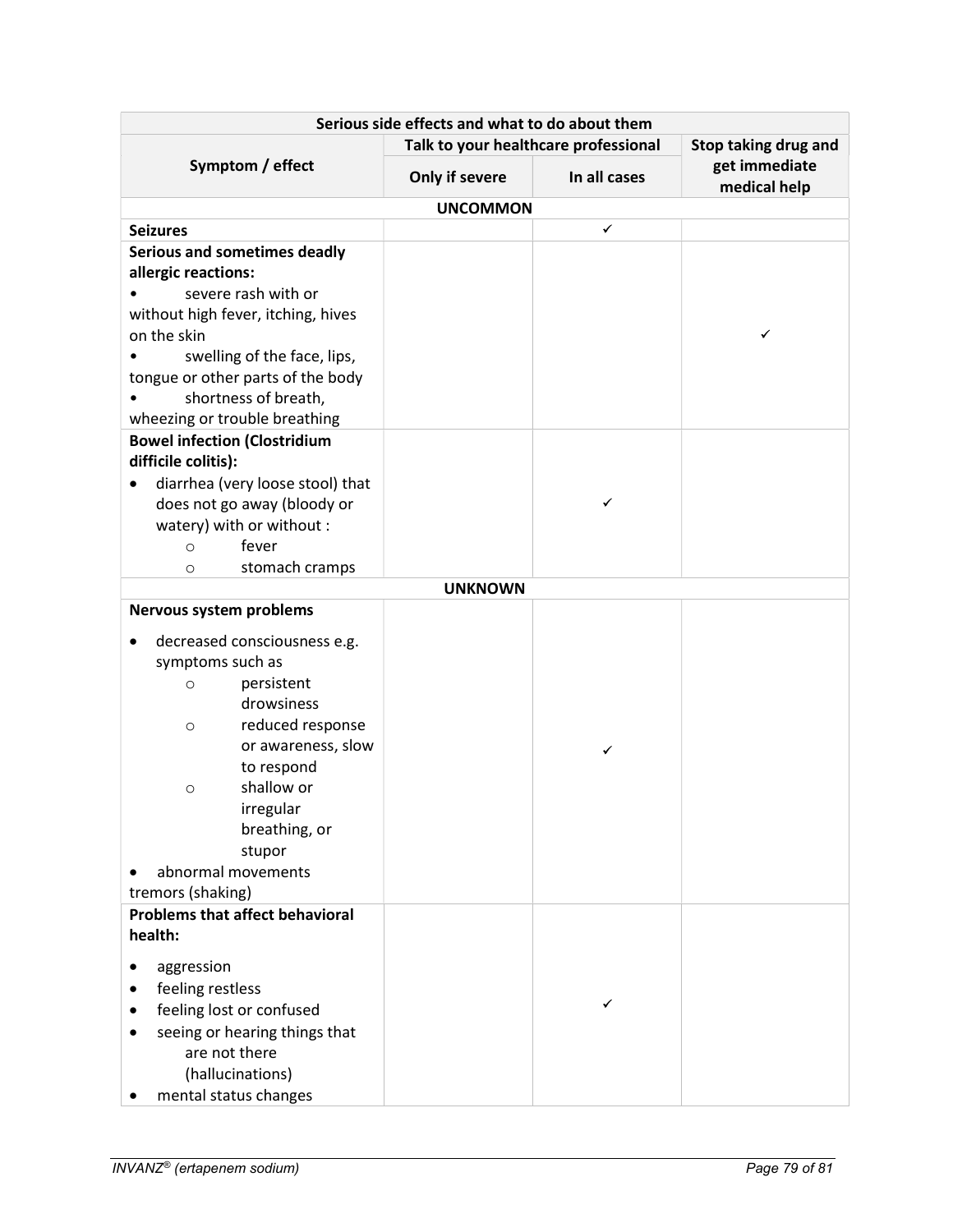| Serious side effects and what to do about them | | | |
|---|---|---|---|
| Symptom / effect | Talk to your healthcare professional | | Stop taking drug and get immediate medical help |
| | Only if severe | In all cases | |
| **UNCOMMON** | | | |
| **Seizures** | | ✓ | |
| **Serious and sometimes deadly allergic reactions:** <br>• severe rash with or without high fever, itching, hives on the skin <br>• swelling of the face, lips, tongue or other parts of the body <br>• shortness of breath, wheezing or trouble breathing | | | ✓ |
| **Bowel infection (Clostridium difficile colitis):** <br>• diarrhea (very loose stool) that does not go away (bloody or watery) with or without : <br>○ fever <br>○ stomach cramps | | ✓ | |
| **UNKNOWN** | | | |
| **Nervous system problems** <br>• decreased consciousness e.g. symptoms such as <br>○ persistent drowsiness <br>○ reduced response or awareness, slow to respond <br>○ shallow or irregular breathing, or stupor <br>• abnormal movements tremors (shaking) | | ✓ | |
| **Problems that affect behavioral health:** <br>• aggression <br>• feeling restless <br>• feeling lost or confused <br>• seeing or hearing things that are not there (hallucinations) <br>• mental status changes | | ✓ | |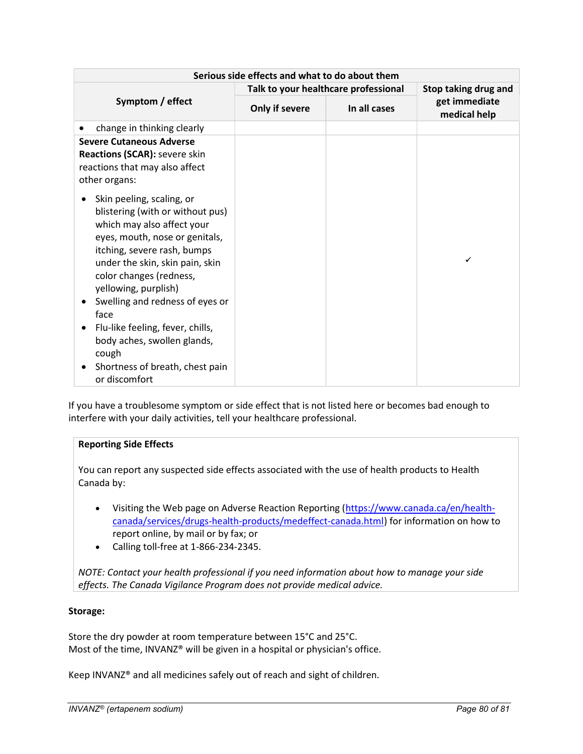| Serious side effects and what to do about them | | | |
|---|---|---|---|
| Symptom / effect | Talk to your healthcare professional | | Stop taking drug and get immediate medical help |
| | Only if severe | In all cases | |
| • change in thinking clearly | | | |
| **Severe Cutaneous Adverse Reactions (SCAR):** severe skin reactions that may also affect other organs: <br>• Skin peeling, scaling, or blistering (with or without pus) which may also affect your eyes, mouth, nose or genitals, itching, severe rash, bumps under the skin, skin pain, skin color changes (redness, yellowing, purplish) <br>• Swelling and redness of eyes or face <br>• Flu-like feeling, fever, chills, body aches, swollen glands, cough <br>• Shortness of breath, chest pain or discomfort | | | ✓ |

If you have a troublesome symptom or side effect that is not listed here or becomes bad enough to interfere with your daily activities, tell your healthcare professional.

**Reporting Side Effects**

You can report any suspected side effects associated with the use of health products to Health Canada by:

- Visiting the Web page on Adverse Reaction Reporting (https://www.canada.ca/en/health-canada/services/drugs-health-products/medeffect-canada.html) for information on how to report online, by mail or by fax; or
- Calling toll-free at 1-866-234-2345.

*NOTE: Contact your health professional if you need information about how to manage your side effects. The Canada Vigilance Program does not provide medical advice.*

**Storage:**

Store the dry powder at room temperature between 15°C and 25°C.
Most of the time, INVANZ® will be given in a hospital or physician's office.

Keep INVANZ® and all medicines safely out of reach and sight of children.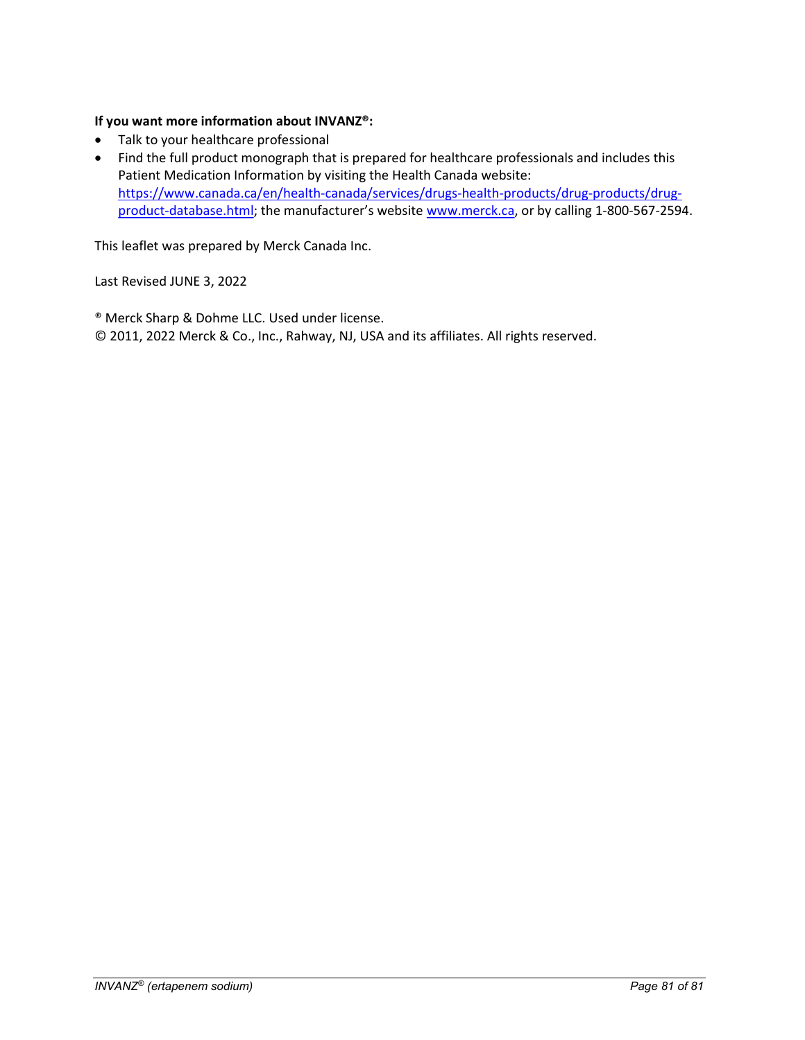**If you want more information about INVANZ®:**

- Talk to your healthcare professional
- Find the full product monograph that is prepared for healthcare professionals and includes this Patient Medication Information by visiting the Health Canada website: https://www.canada.ca/en/health-canada/services/drugs-health-products/drug-products/drug-product-database.html; the manufacturer's website www.merck.ca, or by calling 1-800-567-2594.

This leaflet was prepared by Merck Canada Inc.

Last Revised JUNE 3, 2022

® Merck Sharp & Dohme LLC. Used under license.
© 2011, 2022 Merck & Co., Inc., Rahway, NJ, USA and its affiliates. All rights reserved.